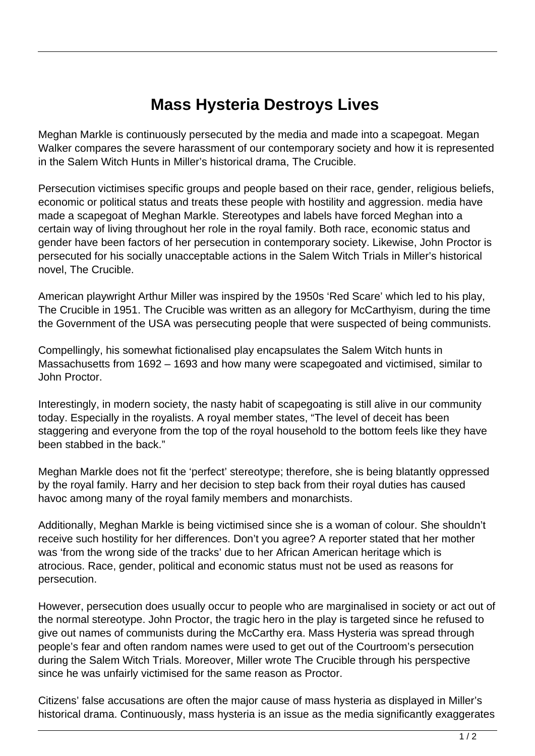# Mass Hysteria Destroys Lives

Meghan Markle is continuously persecuted by the media and made into a scapegoat. Megan Walker compares the severe harassment of our contemporary society and how it is represented in the Salem Witch Hunts in Miller's historical drama, The Crucible.

Persecution victimises specific groups and people based on their race, gender, religious beliefs, economic or political status and treats these people with hostility and aggression. media have made a scapegoat of Meghan Markle. Stereotypes and labels have forced Meghan into a certain way of living throughout her role in the royal family. Both race, economic status and gender have been factors of her persecution in contemporary society. Likewise, John Proctor is persecuted for his socially unacceptable actions in the Salem Witch Trials in Miller's historical novel, The Crucible.

American playwright Arthur Miller was inspired by the 1950s 'Red Scare' which led to his play, The Crucible in 1951. The Crucible was written as an allegory for McCarthyism, during the time the Government of the USA was persecuting people that were suspected of being communists.

Compellingly, his somewhat fictionalised play encapsulates the Salem Witch hunts in Massachusetts from 1692 – 1693 and how many were scapegoated and victimised, similar to John Proctor.

Interestingly, in modern society, the nasty habit of scapegoating is still alive in our community today. Especially in the royalists. A royal member states, "The level of deceit has been staggering and everyone from the top of the royal household to the bottom feels like they have been stabbed in the back."

Meghan Markle does not fit the 'perfect' stereotype; therefore, she is being blatantly oppressed by the royal family. Harry and her decision to step back from their royal duties has caused havoc among many of the royal family members and monarchists.

Additionally, Meghan Markle is being victimised since she is a woman of colour. She shouldn't receive such hostility for her differences. Don't you agree? A reporter stated that her mother was 'from the wrong side of the tracks' due to her African American heritage which is atrocious. Race, gender, political and economic status must not be used as reasons for persecution.

However, persecution does usually occur to people who are marginalised in society or act out of the normal stereotype. John Proctor, the tragic hero in the play is targeted since he refused to give out names of communists during the McCarthy era. Mass Hysteria was spread through people's fear and often random names were used to get out of the Courtroom's persecution during the Salem Witch Trials. Moreover, Miller wrote The Crucible through his perspective since he was unfairly victimised for the same reason as Proctor.

Citizens' false accusations are often the major cause of mass hysteria as displayed in Miller's historical drama. Continuously, mass hysteria is an issue as the media significantly exaggerates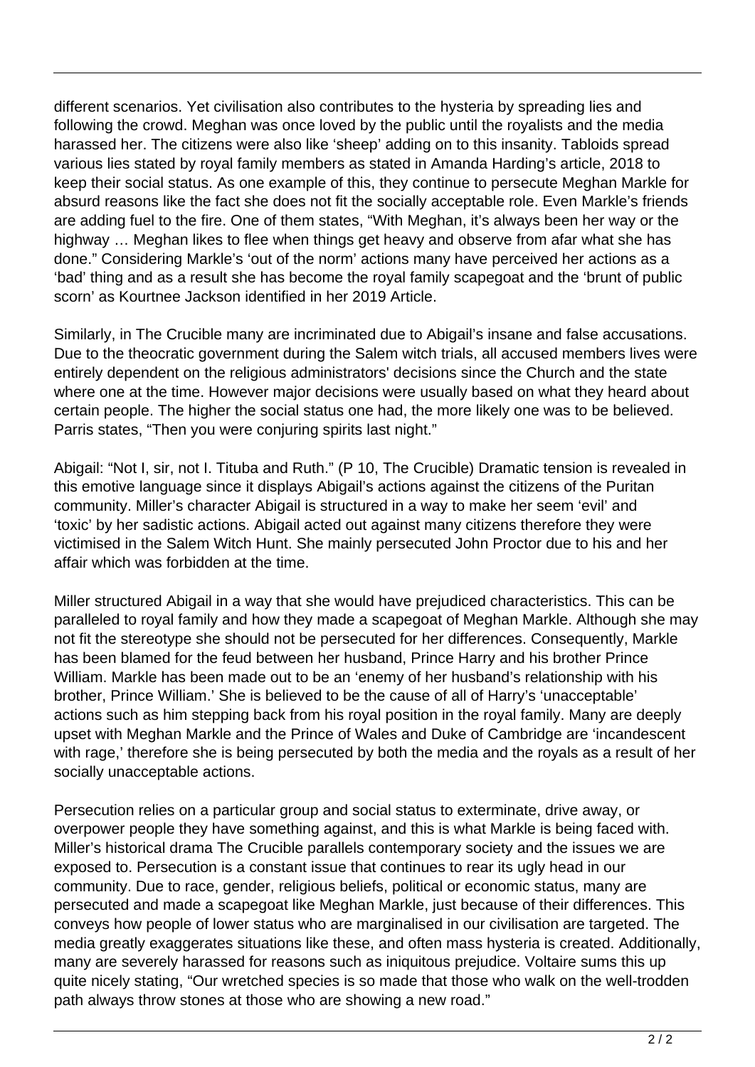different scenarios. Yet civilisation also contributes to the hysteria by spreading lies and following the crowd. Meghan was once loved by the public until the royalists and the media harassed her. The citizens were also like 'sheep' adding on to this insanity. Tabloids spread various lies stated by royal family members as stated in Amanda Harding's article, 2018 to keep their social status. As one example of this, they continue to persecute Meghan Markle for absurd reasons like the fact she does not fit the socially acceptable role. Even Markle's friends are adding fuel to the fire. One of them states, "With Meghan, it's always been her way or the highway … Meghan likes to flee when things get heavy and observe from afar what she has done." Considering Markle's 'out of the norm' actions many have perceived her actions as a 'bad' thing and as a result she has become the royal family scapegoat and the 'brunt of public scorn' as Kourtnee Jackson identified in her 2019 Article.

Similarly, in The Crucible many are incriminated due to Abigail's insane and false accusations. Due to the theocratic government during the Salem witch trials, all accused members lives were entirely dependent on the religious administrators' decisions since the Church and the state where one at the time. However major decisions were usually based on what they heard about certain people. The higher the social status one had, the more likely one was to be believed. Parris states, "Then you were conjuring spirits last night."

Abigail: "Not I, sir, not I. Tituba and Ruth." (P 10, The Crucible) Dramatic tension is revealed in this emotive language since it displays Abigail's actions against the citizens of the Puritan community. Miller's character Abigail is structured in a way to make her seem 'evil' and 'toxic' by her sadistic actions. Abigail acted out against many citizens therefore they were victimised in the Salem Witch Hunt. She mainly persecuted John Proctor due to his and her affair which was forbidden at the time.

Miller structured Abigail in a way that she would have prejudiced characteristics. This can be paralleled to royal family and how they made a scapegoat of Meghan Markle. Although she may not fit the stereotype she should not be persecuted for her differences. Consequently, Markle has been blamed for the feud between her husband, Prince Harry and his brother Prince William. Markle has been made out to be an 'enemy of her husband's relationship with his brother, Prince William.' She is believed to be the cause of all of Harry's 'unacceptable' actions such as him stepping back from his royal position in the royal family. Many are deeply upset with Meghan Markle and the Prince of Wales and Duke of Cambridge are 'incandescent with rage,' therefore she is being persecuted by both the media and the royals as a result of her socially unacceptable actions.

Persecution relies on a particular group and social status to exterminate, drive away, or overpower people they have something against, and this is what Markle is being faced with. Miller's historical drama The Crucible parallels contemporary society and the issues we are exposed to. Persecution is a constant issue that continues to rear its ugly head in our community. Due to race, gender, religious beliefs, political or economic status, many are persecuted and made a scapegoat like Meghan Markle, just because of their differences. This conveys how people of lower status who are marginalised in our civilisation are targeted. The media greatly exaggerates situations like these, and often mass hysteria is created. Additionally, many are severely harassed for reasons such as iniquitous prejudice. Voltaire sums this up quite nicely stating, "Our wretched species is so made that those who walk on the well-trodden path always throw stones at those who are showing a new road."